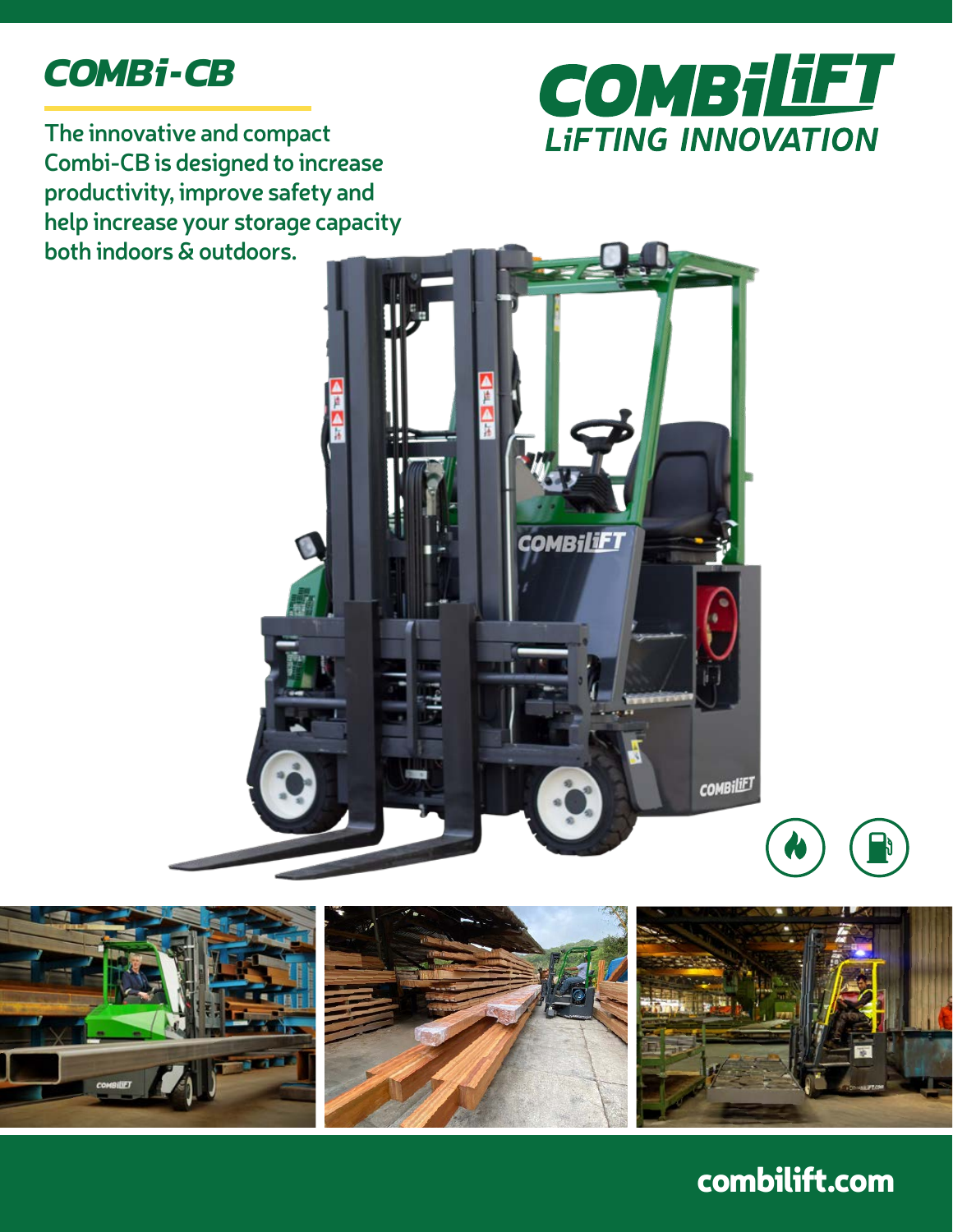# COMBi-CB

The innovative and compact Combi-CB is designed to increase productivity, improve safety and help increase your storage capacity both indoors & outdoors.

COMBiLiFT
LiFTING INNOVATION

combilift.com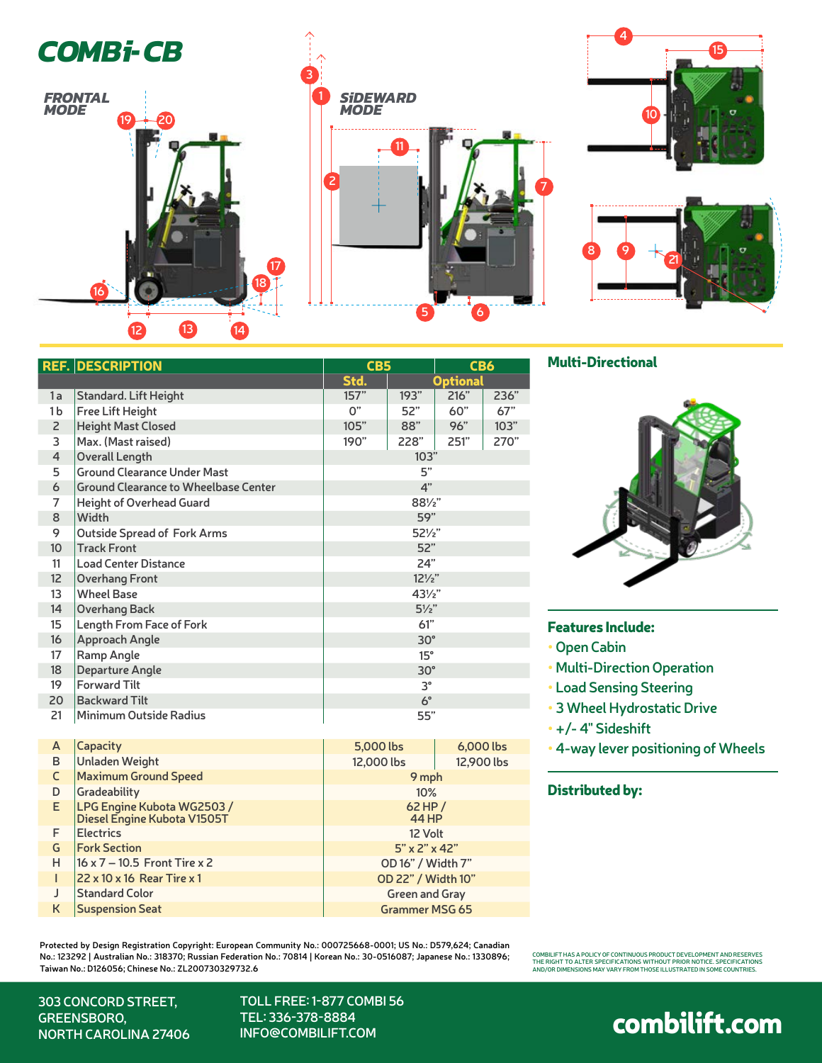# COMBi-CB

FRONTAL MODE

SiDEWARD MODE

| REF. | DESCRIPTION | CB5 | | CB6 | |
|---|---|---|---|---|---|
| | | Std. | Optional | | |
| 1a | Standard. Lift Height | 157" | 193" | 216" | 236" |
| 1b | Free Lift Height | 0" | 52" | 60" | 67" |
| 2 | Height Mast Closed | 105" | 88" | 96" | 103" |
| 3 | Max. (Mast raised) | 190" | 228" | 251" | 270" |
| 4 | Overall Length | 103" | | | |
| 5 | Ground Clearance Under Mast | 5" | | | |
| 6 | Ground Clearance to Wheelbase Center | 4" | | | |
| 7 | Height of Overhead Guard | 88½" | | | |
| 8 | Width | 59" | | | |
| 9 | Outside Spread of Fork Arms | 52½" | | | |
| 10 | Track Front | 52" | | | |
| 11 | Load Center Distance | 24" | | | |
| 12 | Overhang Front | 12½" | | | |
| 13 | Wheel Base | 43½" | | | |
| 14 | Overhang Back | 5½" | | | |
| 15 | Length From Face of Fork | 61" | | | |
| 16 | Approach Angle | 30° | | | |
| 17 | Ramp Angle | 15° | | | |
| 18 | Departure Angle | 30° | | | |
| 19 | Forward Tilt | 3° | | | |
| 20 | Backward Tilt | 6° | | | |
| 21 | Minimum Outside Radius | 55" | | | |

| | | | |
|---|---|---|---|
| A | Capacity | 5,000 lbs | 6,000 lbs |
| B | Unladen Weight | 12,000 lbs | 12,900 lbs |
| C | Maximum Ground Speed | 9 mph | |
| D | Gradeability | 10% | |
| E | LPG Engine Kubota WG2503 / Diesel Engine Kubota V1505T | 62 HP / 44 HP | |
| F | Electrics | 12 Volt | |
| G | Fork Section | 5" x 2" x 42" | |
| H | 16 x 7 – 10.5 Front Tire x 2 | OD 16" / Width 7" | |
| I | 22 x 10 x 16 Rear Tire x 1 | OD 22" / Width 10" | |
| J | Standard Color | Green and Gray | |
| K | Suspension Seat | Grammer MSG 65 | |

## Multi-Directional

**Features Include:**

- Open Cabin
- Multi-Direction Operation
- Load Sensing Steering
- 3 Wheel Hydrostatic Drive
- +/- 4" Sideshift
- 4-way lever positioning of Wheels

**Distributed by:**

Protected by Design Registration Copyright: European Community No.: 000725668-0001; US No.: D579,624; Canadian No.: 123292 | Australian No.: 318370; Russian Federation No.: 70814 | Korean No.: 30-0516087; Japanese No.: 1330896; Taiwan No.: D126056; Chinese No.: ZL200730329732.6

COMBILIFT HAS A POLICY OF CONTINUOUS PRODUCT DEVELOPMENT AND RESERVES THE RIGHT TO ALTER SPECIFICATIONS WITHOUT PRIOR NOTICE. SPECIFICATIONS AND/OR DIMENSIONS MAY VARY FROM THOSE ILLUSTRATED IN SOME COUNTRIES.

303 CONCORD STREET,
GREENSBORO,
NORTH CAROLINA 27406

TOLL FREE: 1-877 COMBI 56
TEL: 336-378-8884
INFO@COMBILIFT.COM

combilift.com